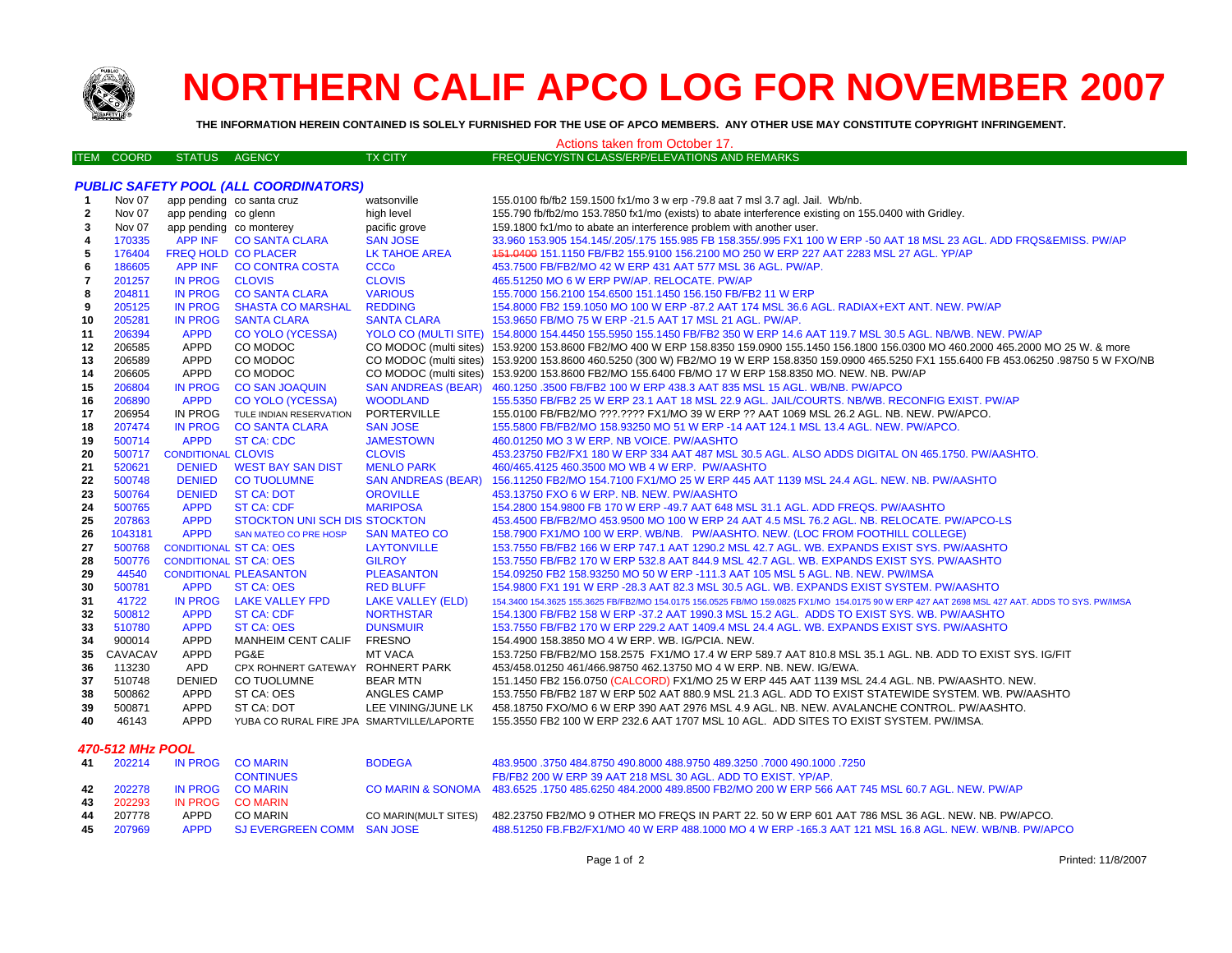# NORTHERN CALIF APCO LOG FOR NOVEMBER 2007

**THE INFORMATION HEREIN CONTAINED IS SOLELY FURNISHED FOR THE USE OF APCO MEMBERS. ANY OTHER USE MAY CONSTITUTE COPYRIGHT INFRINGEMENT.**

Actions taken from October 17.

| ITEM | COORD | STATUS | AGENCY | TX CITY | FREQUENCY/STN CLASS/ERP/ELEVATIONS AND REMARKS |
|---|---|---|---|---|---|
| ***PUBLIC SAFETY POOL (ALL COORDINATORS)*** | | | | | |
| 1 | Nov 07 | app pending | co santa cruz | watsonville | 155.0100 fb/fb2 159.1500 fx1/mo 3 w erp -79.8 aat 7 msl 3.7 agl. Jail. Wb/nb. |
| 2 | Nov 07 | app pending | co glenn | high level | 155.790 fb/fb2/mo 153.7850 fx1/mo (exists) to abate interference existing on 155.0400 with Gridley. |
| 3 | Nov 07 | app pending | co monterey | pacific grove | 159.1800 fx1/mo to abate an interference problem with another user. |
| 4 | 170335 | APP INF | CO SANTA CLARA | SAN JOSE | 33.960 153.905 154.145/.205/.175 155.985 FB 158.355/.995 FX1 100 W ERP -50 AAT 18 MSL 23 AGL. ADD FRQS&EMISS. PW/AP |
| 5 | 176404 | FREQ HOLD | CO PLACER | LK TAHOE AREA | ~~151.0400~~ 151.1150 FB/FB2 155.9100 156.2100 MO 250 W ERP 227 AAT 2283 MSL 27 AGL. YP/AP |
| 6 | 186605 | APP INF | CO CONTRA COSTA | CCCo | 453.7500 FB/FB2/MO 42 W ERP 431 AAT 577 MSL 36 AGL. PW/AP. |
| 7 | 201257 | IN PROG | CLOVIS | CLOVIS | 465.51250 MO 6 W ERP PW/AP. RELOCATE. PW/AP |
| 8 | 204811 | IN PROG | CO SANTA CLARA | VARIOUS | 155.7000 156.2100 154.6500 151.1450 156.150 FB/FB2 11 W ERP |
| 9 | 205125 | IN PROG | SHASTA CO MARSHAL | REDDING | 154.8000 FB2 159.1050 MO 100 W ERP -87.2 AAT 174 MSL 36.6 AGL. RADIAX+EXT ANT. NEW. PW/AP |
| 10 | 205281 | IN PROG | SANTA CLARA | SANTA CLARA | 153.9650 FB/MO 75 W ERP -21.5 AAT 17 MSL 21 AGL. PW/AP. |
| 11 | 206394 | APPD | CO YOLO (YCESSA) | YOLO CO (MULTI SITE) | 154.8000 154.4450 155.5950 155.1450 FB/FB2 350 W ERP 14.6 AAT 119.7 MSL 30.5 AGL. NB/WB. NEW. PW/AP |
| 12 | 206585 | APPD | CO MODOC | CO MODOC (multi sites) | 153.9200 153.8600 FB2/MO 400 W ERP 158.8350 159.0900 155.1450 156.1800 156.0300 MO 460.2000 465.2000 MO 25 W. & more |
| 13 | 206589 | APPD | CO MODOC | CO MODOC (multi sites) | 153.9200 153.8600 460.5250 (300 W) FB2/MO 19 W ERP 158.8350 159.0900 465.5250 FX1 155.6400 FB 453.06250 .98750 5 W FXO/NB |
| 14 | 206605 | APPD | CO MODOC | CO MODOC (multi sites) | 153.9200 153.8600 FB2/MO 155.6400 FB/MO 17 W ERP 158.8350 MO. NEW. NB. PW/AP |
| 15 | 206804 | IN PROG | CO SAN JOAQUIN | SAN ANDREAS (BEAR) | 460.1250 .3500 FB/FB2 100 W ERP 438.3 AAT 835 MSL 15 AGL. WB/NB. PW/APCO |
| 16 | 206890 | APPD | CO YOLO (YCESSA) | WOODLAND | 155.5350 FB/FB2 25 W ERP 23.1 AAT 18 MSL 22.9 AGL. JAIL/COURTS. NB/WB. RECONFIG EXIST. PW/AP |
| 17 | 206954 | IN PROG | TULE INDIAN RESERVATION | PORTERVILLE | 155.0100 FB/FB2/MO ???.???? FX1/MO 39 W ERP ?? AAT 1069 MSL 26.2 AGL. NB. NEW. PW/APCO. |
| 18 | 207474 | IN PROG | CO SANTA CLARA | SAN JOSE | 155.5800 FB/FB2/MO 158.93250 MO 51 W ERP -14 AAT 124.1 MSL 13.4 AGL. NEW. PW/APCO. |
| 19 | 500714 | APPD | ST CA: CDC | JAMESTOWN | 460.01250 MO 3 W ERP. NB VOICE. PW/AASHTO |
| 20 | 500717 | CONDITIONAL | CLOVIS | CLOVIS | 453.23750 FB2/FX1 180 W ERP 334 AAT 487 MSL 30.5 AGL. ALSO ADDS DIGITAL ON 465.1750. PW/AASHTO. |
| 21 | 520621 | DENIED | WEST BAY SAN DIST | MENLO PARK | 460/465.4125 460.3500 MO WB 4 W ERP. PW/AASHTO |
| 22 | 500748 | DENIED | CO TUOLUMNE | SAN ANDREAS (BEAR) | 156.11250 FB2/MO 154.7100 FX1/MO 25 W ERP 445 AAT 1139 MSL 24.4 AGL. NEW. NB. PW/AASHTO |
| 23 | 500764 | DENIED | ST CA: DOT | OROVILLE | 453.13750 FXO 6 W ERP. NB. NEW. PW/AASHTO |
| 24 | 500765 | APPD | ST CA: CDF | MARIPOSA | 154.2800 154.9800 FB 170 W ERP -49.7 AAT 648 MSL 31.1 AGL. ADD FREQS. PW/AASHTO |
| 25 | 207863 | APPD | STOCKTON UNI SCH DIS | STOCKTON | 453.4500 FB/FB2/MO 453.9500 MO 100 W ERP 24 AAT 4.5 MSL 76.2 AGL. NB. RELOCATE. PW/APCO-LS |
| 26 | 1043181 | APPD | SAN MATEO CO PRE HOSP | SAN MATEO CO | 158.7900 FX1/MO 100 W ERP. WB/NB. PW/AASHTO. NEW. (LOC FROM FOOTHILL COLLEGE) |
| 27 | 500768 | CONDITIONAL | ST CA: OES | LAYTONVILLE | 153.7550 FB/FB2 166 W ERP 747.1 AAT 1290.2 MSL 42.7 AGL. WB. EXPANDS EXIST SYS. PW/AASHTO |
| 28 | 500776 | CONDITIONAL | ST CA: OES | GILROY | 153.7550 FB/FB2 170 W ERP 532.8 AAT 844.9 MSL 42.7 AGL. WB. EXPANDS EXIST SYS. PW/AASHTO |
| 29 | 44540 | CONDITIONAL | PLEASANTON | PLEASANTON | 154.09250 FB2 158.93250 MO 50 W ERP -111.3 AAT 105 MSL 5 AGL. NB. NEW. PW/IMSA |
| 30 | 500781 | APPD | ST CA: OES | RED BLUFF | 154.9800 FX1 191 W ERP -28.3 AAT 82.3 MSL 30.5 AGL. WB. EXPANDS EXIST SYSTEM. PW/AASHTO |
| 31 | 41722 | IN PROG | LAKE VALLEY FPD | LAKE VALLEY (ELD) | 154.3400 154.3625 155.3625 FB/FB2/MO 154.0175 156.0525 FB/MO 159.0825 FX1/MO 154.0175 90 W ERP 427 AAT 2698 MSL 427 AAT. ADDS TO SYS. PW/IMSA |
| 32 | 500812 | APPD | ST CA: CDF | NORTHSTAR | 154.1300 FB/FB2 158 W ERP -37.2 AAT 1990.3 MSL 15.2 AGL. ADDS TO EXIST SYS. WB. PW/AASHTO |
| 33 | 510780 | APPD | ST CA: OES | DUNSMUIR | 153.7550 FB/FB2 170 W ERP 229.2 AAT 1409.4 MSL 24.4 AGL. WB. EXPANDS EXIST SYS. PW/AASHTO |
| 34 | 900014 | APPD | MANHEIM CENT CALIF | FRESNO | 154.4900 158.3850 MO 4 W ERP. WB. IG/PCIA. NEW. |
| 35 | CAVACAV | APPD | PG&E | MT VACA | 153.7250 FB/FB2/MO 158.2575 FX1/MO 17.4 W ERP 589.7 AAT 810.8 MSL 35.1 AGL. NB. ADD TO EXIST SYS. IG/FIT |
| 36 | 113230 | APD | CPX ROHNERT GATEWAY | ROHNERT PARK | 453/458.01250 461/466.98750 462.13750 MO 4 W ERP. NB. NEW. IG/EWA. |
| 37 | 510748 | DENIED | CO TUOLUMNE | BEAR MTN | 151.1450 FB2 156.0750 (CALCORD) FX1/MO 25 W ERP 445 AAT 1139 MSL 24.4 AGL. NB. PW/AASHTO. NEW. |
| 38 | 500862 | APPD | ST CA: OES | ANGLES CAMP | 153.7550 FB/FB2 187 W ERP 502 AAT 880.9 MSL 21.3 AGL. ADD TO EXIST STATEWIDE SYSTEM. WB. PW/AASHTO |
| 39 | 500871 | APPD | ST CA: DOT | LEE VINING/JUNE LK | 458.18750 FXO/MO 6 W ERP 390 AAT 2976 MSL 4.9 AGL. NB. NEW. AVALANCHE CONTROL. PW/AASHTO. |
| 40 | 46143 | APPD | YUBA CO RURAL FIRE JPA | SMARTVILLE/LAPORTE | 155.3550 FB2 100 W ERP 232.6 AAT 1707 MSL 10 AGL. ADD SITES TO EXIST SYSTEM. PW/IMSA. |
| ***470-512 MHz POOL*** | | | | | |
| 41 | 202214 | IN PROG | CO MARIN CONTINUES | BODEGA | 483.9500 .3750 484.8750 490.8000 488.9750 489.3250 .7000 490.1000 .7250 FB/FB2 200 W ERP 39 AAT 218 MSL 30 AGL. ADD TO EXIST. YP/AP. |
| 42 | 202278 | IN PROG | CO MARIN | CO MARIN & SONOMA | 483.6525 .1750 485.6250 484.2000 489.8500 FB2/MO 200 W ERP 566 AAT 745 MSL 60.7 AGL. NEW. PW/AP |
| 43 | 202293 | IN PROG | CO MARIN | | |
| 44 | 207778 | APPD | CO MARIN | CO MARIN(MULT SITES) | 482.23750 FB2/MO 9 OTHER MO FREQS IN PART 22. 50 W ERP 601 AAT 786 MSL 36 AGL. NEW. NB. PW/APCO. |
| 45 | 207969 | APPD | SJ EVERGREEN COMM | SAN JOSE | 488.51250 FB.FB2/FX1/MO 40 W ERP 488.1000 MO 4 W ERP -165.3 AAT 121 MSL 16.8 AGL. NEW. WB/NB. PW/APCO |

Printed: 11/8/2007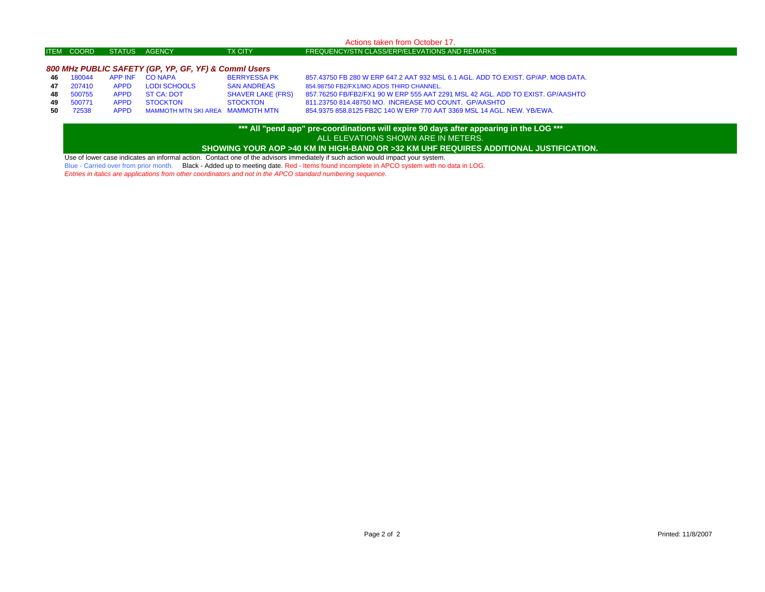Actions taken from October 17.

| ITEM | COORD | STATUS | AGENCY | TX CITY | FREQUENCY/STN CLASS/ERP/ELEVATIONS AND REMARKS |
|---|---|---|---|---|---|
| | | | ***800 MHz PUBLIC SAFETY (GP, YP, GF, YF) & Comml Users*** | | |
| **46** | 180044 | APP INF | CO NAPA | BERRYESSA PK | 857.43750 FB 280 W ERP 647.2 AAT 932 MSL 6.1 AGL. ADD TO EXIST. GP/AP. MOB DATA. |
| **47** | 207410 | APPD | LODI SCHOOLS | SAN ANDREAS | 854.98750 FB2/FX1/MO ADDS THIRD CHANNEL. |
| **48** | 500755 | APPD | ST CA: DOT | SHAVER LAKE (FRS) | 857.76250 FB/FB2/FX1 90 W ERP 555 AAT 2291 MSL 42 AGL. ADD TO EXIST. GP/AASHTO |
| **49** | 500771 | APPD | STOCKTON | STOCKTON | 811.23750 814.48750 MO. INCREASE MO COUNT. GP/AASHTO |
| **50** | 72538 | APPD | MAMMOTH MTN SKI AREA | MAMMOTH MTN | 854.9375 858.8125 FB2C 140 W ERP 770 AAT 3369 MSL 14 AGL. NEW. YB/EWA. |

**\*\*\* All "pend app" pre-coordinations will expire 90 days after appearing in the LOG \*\*\***

ALL ELEVATIONS SHOWN ARE IN METERS.

**SHOWING YOUR AOP >40 KM IN HIGH-BAND OR >32 KM UHF REQUIRES ADDITIONAL JUSTIFICATION.**

Use of lower case indicates an informal action. Contact one of the advisors immediately if such action would impact your system.

Blue - Carried over from prior month. Black - Added up to meeting date. Red - Items found incomplete in APCO system with no data in LOG.

*Entries in italics are applications from other coordinators and not in the APCO standard numbering sequence.*

Printed: 11/8/2007